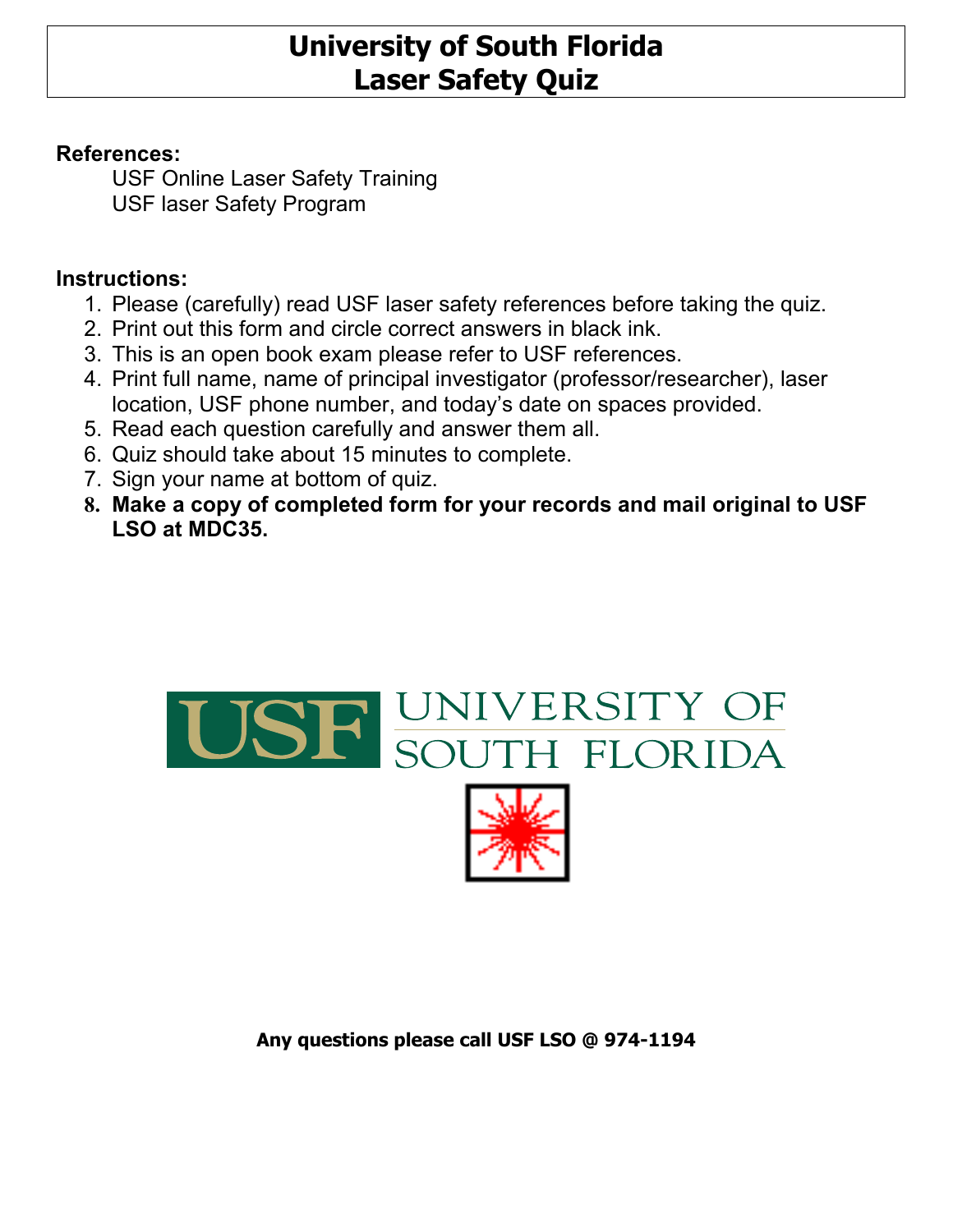# University of South Florida
# Laser Safety Quiz

**References:**

USF Online Laser Safety Training
USF laser Safety Program

**Instructions:**

1. Please (carefully) read USF laser safety references before taking the quiz.
2. Print out this form and circle correct answers in black ink.
3. This is an open book exam please refer to USF references.
4. Print full name, name of principal investigator (professor/researcher), laser location, USF phone number, and today's date on spaces provided.
5. Read each question carefully and answer them all.
6. Quiz should take about 15 minutes to complete.
7. Sign your name at bottom of quiz.
8. **Make a copy of completed form for your records and mail original to USF LSO at MDC35.**

USF UNIVERSITY OF SOUTH FLORIDA

**Any questions please call USF LSO @ 974-1194**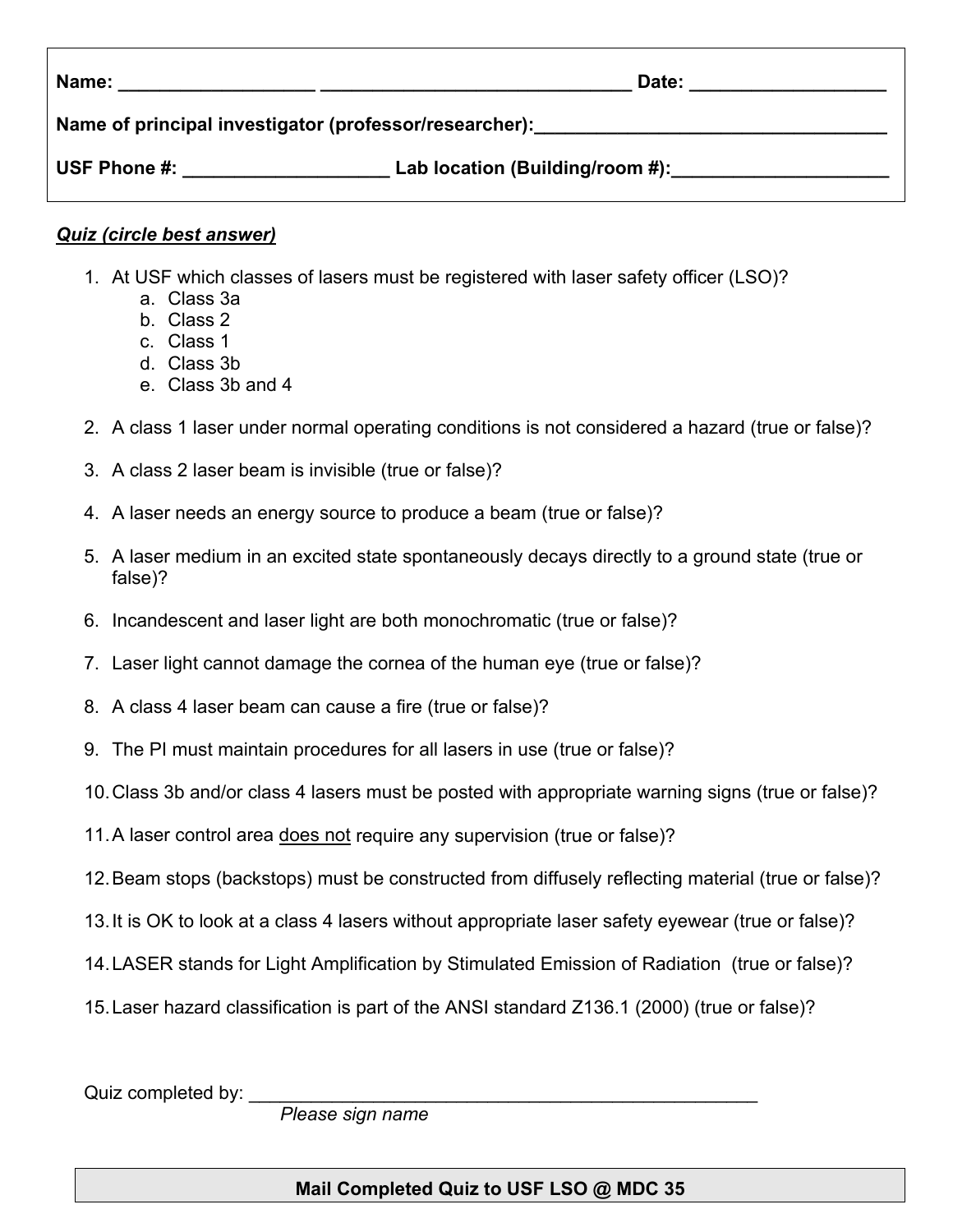Name: __________________ _____________________________ Date: __________________

Name of principal investigator (professor/researcher):__________________________________

USF Phone #: ___________________ Lab location (Building/room #):____________________

***Quiz (circle best answer)***

1. At USF which classes of lasers must be registered with laser safety officer (LSO)?
   a. Class 3a
   b. Class 2
   c. Class 1
   d. Class 3b
   e. Class 3b and 4

2. A class 1 laser under normal operating conditions is not considered a hazard (true or false)?

3. A class 2 laser beam is invisible (true or false)?

4. A laser needs an energy source to produce a beam (true or false)?

5. A laser medium in an excited state spontaneously decays directly to a ground state (true or false)?

6. Incandescent and laser light are both monochromatic (true or false)?

7. Laser light cannot damage the cornea of the human eye (true or false)?

8. A class 4 laser beam can cause a fire (true or false)?

9. The PI must maintain procedures for all lasers in use (true or false)?

10. Class 3b and/or class 4 lasers must be posted with appropriate warning signs (true or false)?

11. A laser control area <u>does not</u> require any supervision (true or false)?

12. Beam stops (backstops) must be constructed from diffusely reflecting material (true or false)?

13. It is OK to look at a class 4 lasers without appropriate laser safety eyewear (true or false)?

14. LASER stands for Light Amplification by Stimulated Emission of Radiation (true or false)?

15. Laser hazard classification is part of the ANSI standard Z136.1 (2000) (true or false)?

Quiz completed by: ________________________________________________

*Please sign name*

**Mail Completed Quiz to USF LSO @ MDC 35**